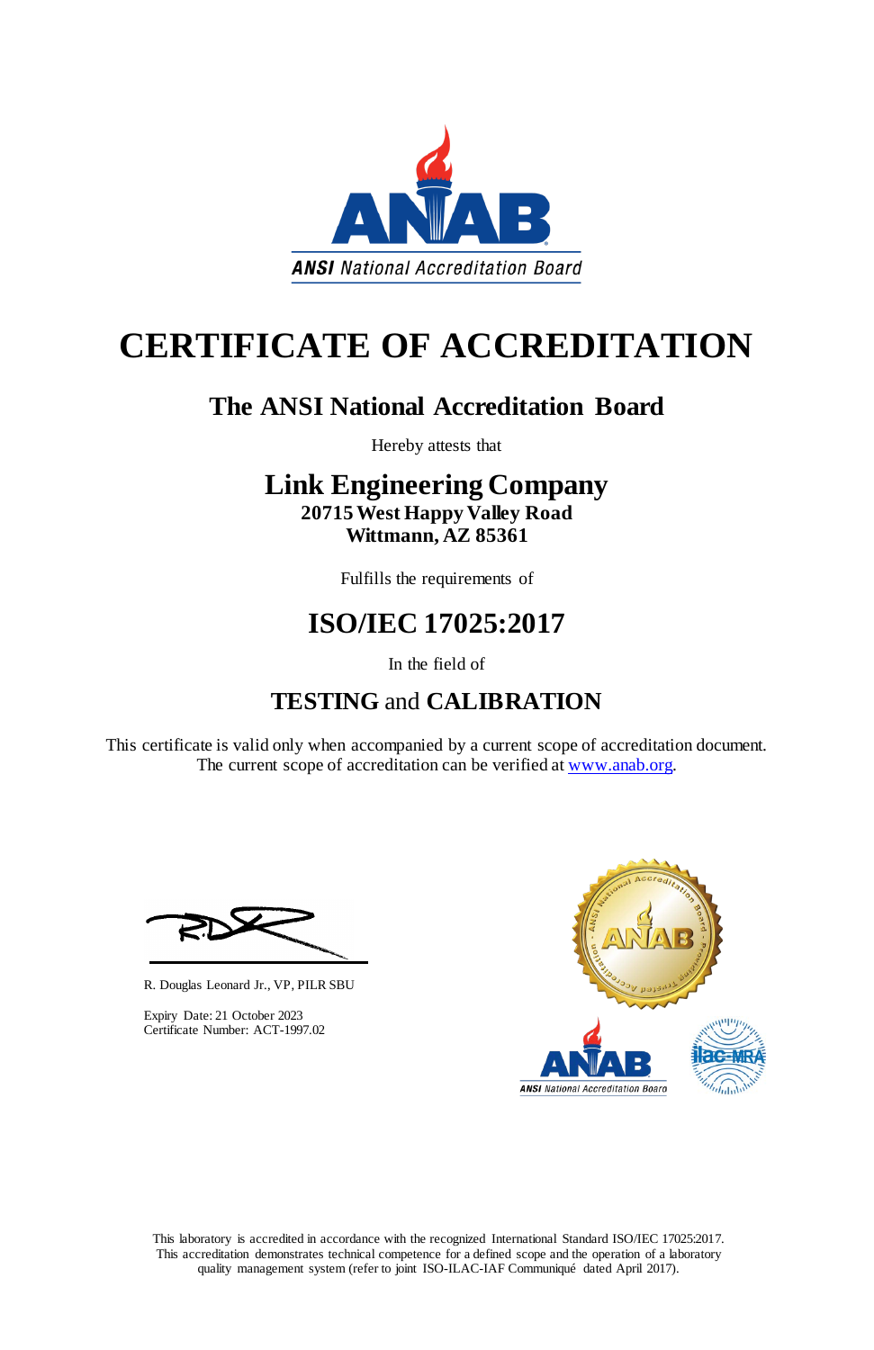ANSI National Accreditation Board

# CERTIFICATE OF ACCREDITATION

## The ANSI National Accreditation Board

Hereby attests that

## Link Engineering Company

**20715 West Happy Valley Road**
**Wittmann, AZ 85361**

Fulfills the requirements of

## ISO/IEC 17025:2017

In the field of

## TESTING and CALIBRATION

This certificate is valid only when accompanied by a current scope of accreditation document.
The current scope of accreditation can be verified at www.anab.org.

R. Douglas Leonard Jr., VP, PILR SBU

Expiry Date: 21 October 2023
Certificate Number: ACT-1997.02

This laboratory is accredited in accordance with the recognized International Standard ISO/IEC 17025:2017.
This accreditation demonstrates technical competence for a defined scope and the operation of a laboratory quality management system (refer to joint ISO-ILAC-IAF Communiqué dated April 2017).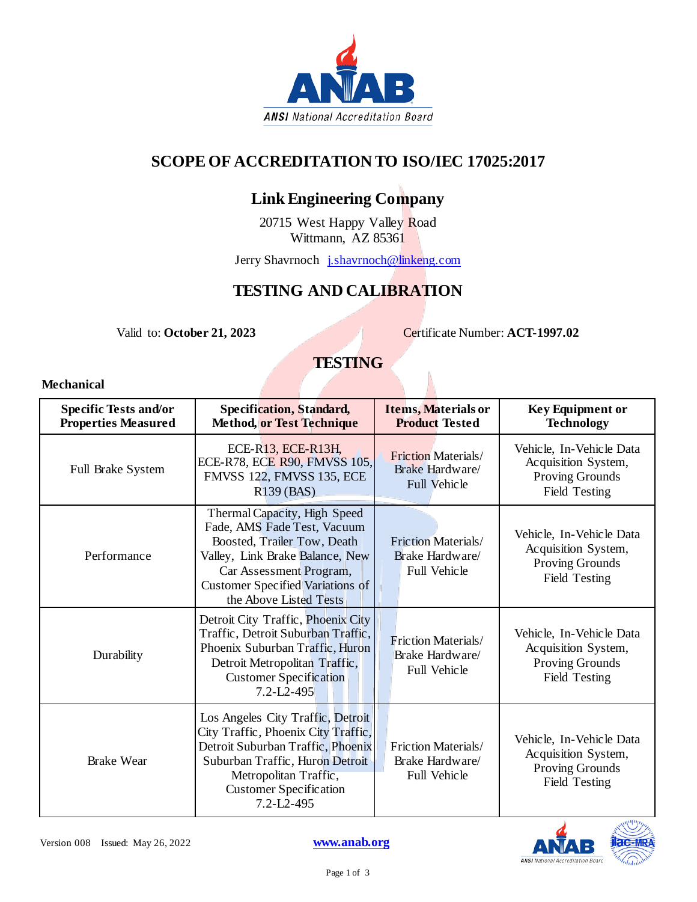# SCOPE OF ACCREDITATION TO ISO/IEC 17025:2017

## Link Engineering Company

20715 West Happy Valley Road
Wittmann, AZ 85361

Jerry Shavrnoch j.shavrnoch@linkeng.com

## TESTING AND CALIBRATION

Valid to: **October 21, 2023** Certificate Number: **ACT-1997.02**

## TESTING

**Mechanical**

| Specific Tests and/or Properties Measured | Specification, Standard, Method, or Test Technique | Items, Materials or Product Tested | Key Equipment or Technology |
|---|---|---|---|
| Full Brake System | ECE-R13, ECE-R13H, ECE-R78, ECE R90, FMVSS 105, FMVSS 122, FMVSS 135, ECE R139 (BAS) | Friction Materials/ Brake Hardware/ Full Vehicle | Vehicle, In-Vehicle Data Acquisition System, Proving Grounds Field Testing |
| Performance | Thermal Capacity, High Speed Fade, AMS Fade Test, Vacuum Boosted, Trailer Tow, Death Valley, Link Brake Balance, New Car Assessment Program, Customer Specified Variations of the Above Listed Tests | Friction Materials/ Brake Hardware/ Full Vehicle | Vehicle, In-Vehicle Data Acquisition System, Proving Grounds Field Testing |
| Durability | Detroit City Traffic, Phoenix City Traffic, Detroit Suburban Traffic, Phoenix Suburban Traffic, Huron Detroit Metropolitan Traffic, Customer Specification 7.2-L2-495 | Friction Materials/ Brake Hardware/ Full Vehicle | Vehicle, In-Vehicle Data Acquisition System, Proving Grounds Field Testing |
| Brake Wear | Los Angeles City Traffic, Detroit City Traffic, Phoenix City Traffic, Detroit Suburban Traffic, Phoenix Suburban Traffic, Huron Detroit Metropolitan Traffic, Customer Specification 7.2-L2-495 | Friction Materials/ Brake Hardware/ Full Vehicle | Vehicle, In-Vehicle Data Acquisition System, Proving Grounds Field Testing |

Version 008 Issued: May 26, 2022 www.anab.org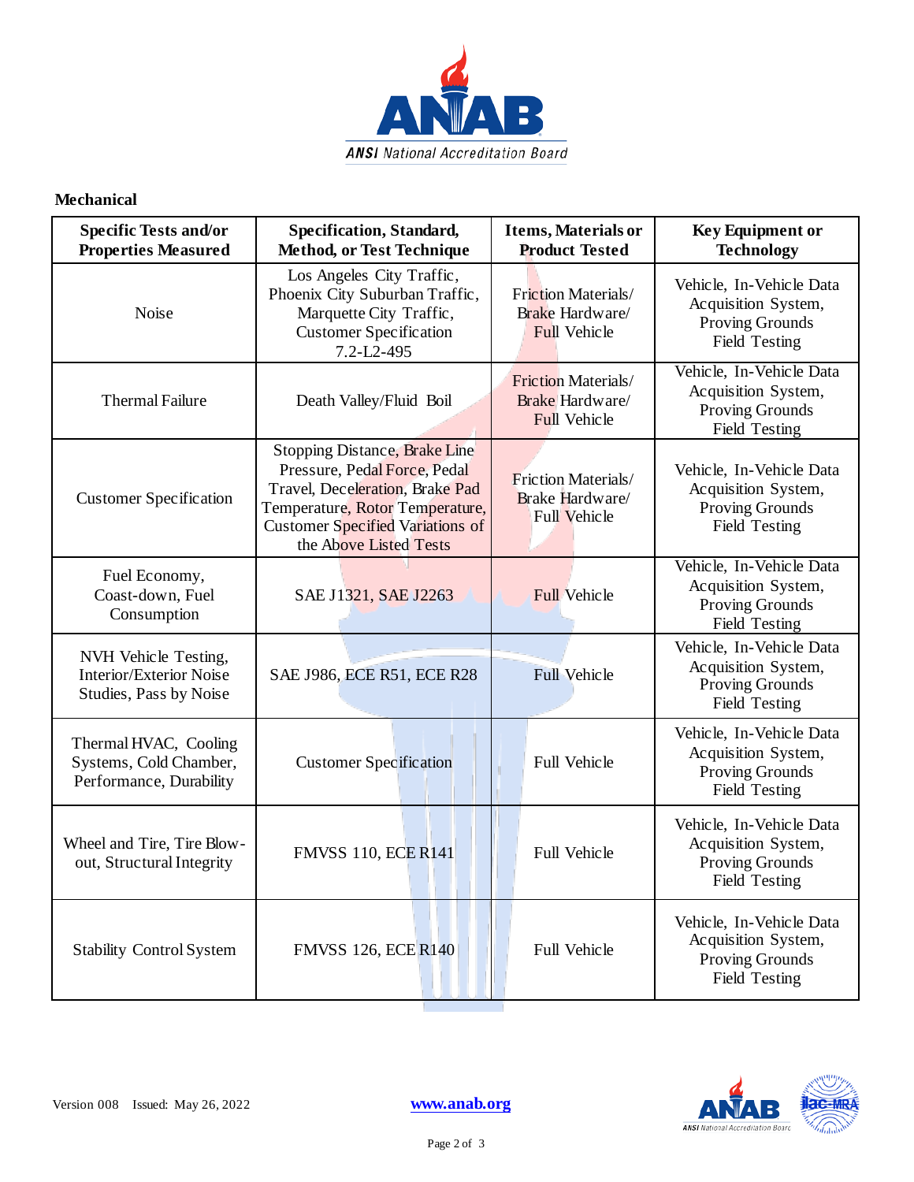**Mechanical**

| Specific Tests and/or Properties Measured | Specification, Standard, Method, or Test Technique | Items, Materials or Product Tested | Key Equipment or Technology |
|---|---|---|---|
| Noise | Los Angeles City Traffic, Phoenix City Suburban Traffic, Marquette City Traffic, Customer Specification 7.2-L2-495 | Friction Materials/ Brake Hardware/ Full Vehicle | Vehicle, In-Vehicle Data Acquisition System, Proving Grounds Field Testing |
| Thermal Failure | Death Valley/Fluid Boil | Friction Materials/ Brake Hardware/ Full Vehicle | Vehicle, In-Vehicle Data Acquisition System, Proving Grounds Field Testing |
| Customer Specification | Stopping Distance, Brake Line Pressure, Pedal Force, Pedal Travel, Deceleration, Brake Pad Temperature, Rotor Temperature, Customer Specified Variations of the Above Listed Tests | Friction Materials/ Brake Hardware/ Full Vehicle | Vehicle, In-Vehicle Data Acquisition System, Proving Grounds Field Testing |
| Fuel Economy, Coast-down, Fuel Consumption | SAE J1321, SAE J2263 | Full Vehicle | Vehicle, In-Vehicle Data Acquisition System, Proving Grounds Field Testing |
| NVH Vehicle Testing, Interior/Exterior Noise Studies, Pass by Noise | SAE J986, ECE R51, ECE R28 | Full Vehicle | Vehicle, In-Vehicle Data Acquisition System, Proving Grounds Field Testing |
| Thermal HVAC, Cooling Systems, Cold Chamber, Performance, Durability | Customer Specification | Full Vehicle | Vehicle, In-Vehicle Data Acquisition System, Proving Grounds Field Testing |
| Wheel and Tire, Tire Blow-out, Structural Integrity | FMVSS 110, ECE R141 | Full Vehicle | Vehicle, In-Vehicle Data Acquisition System, Proving Grounds Field Testing |
| Stability Control System | FMVSS 126, ECE R140 | Full Vehicle | Vehicle, In-Vehicle Data Acquisition System, Proving Grounds Field Testing |

Version 008 Issued: May 26, 2022

www.anab.org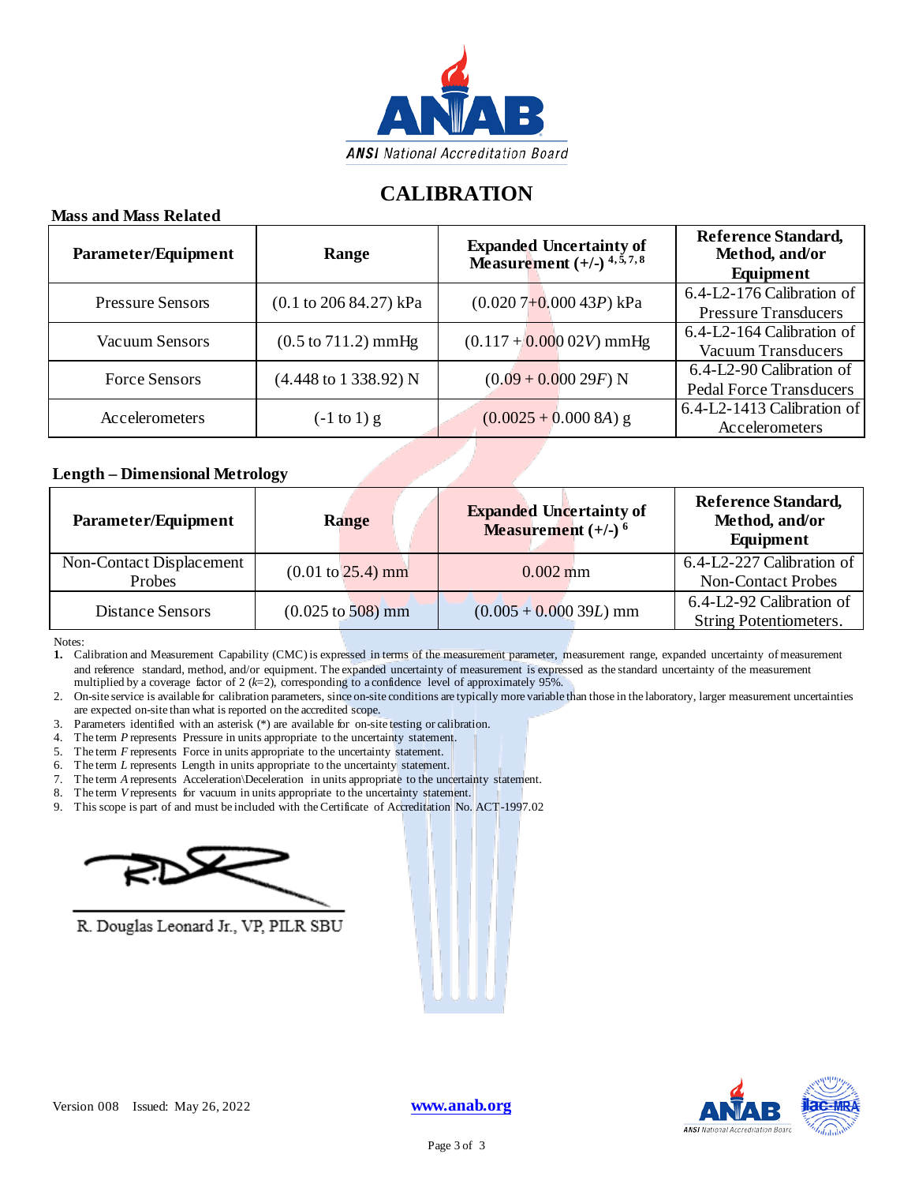# CALIBRATION

### Mass and Mass Related

| Parameter/Equipment | Range | Expanded Uncertainty of Measurement (+/-) [4, 5, 7, 8] | Reference Standard, Method, and/or Equipment |
|---|---|---|---|
| Pressure Sensors | (0.1 to 206 84.27) kPa | (0.020 7+0.000 43$P$) kPa | 6.4-L2-176 Calibration of Pressure Transducers |
| Vacuum Sensors | (0.5 to 711.2) mmHg | (0.117 + 0.000 02$V$) mmHg | 6.4-L2-164 Calibration of Vacuum Transducers |
| Force Sensors | (4.448 to 1 338.92) N | (0.09 + 0.000 29$F$) N | 6.4-L2-90 Calibration of Pedal Force Transducers |
| Accelerometers | (-1 to 1) g | (0.0025 + 0.000 8$A$) g | 6.4-L2-1413 Calibration of Accelerometers |

### Length – Dimensional Metrology

| Parameter/Equipment | Range | Expanded Uncertainty of Measurement (+/-) [6] | Reference Standard, Method, and/or Equipment |
|---|---|---|---|
| Non-Contact Displacement Probes | (0.01 to 25.4) mm | 0.002 mm | 6.4-L2-227 Calibration of Non-Contact Probes |
| Distance Sensors | (0.025 to 508) mm | (0.005 + 0.000 39$L$) mm | 6.4-L2-92 Calibration of String Potentiometers. |

Notes:

1. Calibration and Measurement Capability (CMC) is expressed in terms of the measurement parameter, measurement range, expanded uncertainty of measurement and reference standard, method, and/or equipment. The expanded uncertainty of measurement is expressed as the standard uncertainty of the measurement multiplied by a coverage factor of 2 ($k$=2), corresponding to a confidence level of approximately 95%.
2. On-site service is available for calibration parameters, since on-site conditions are typically more variable than those in the laboratory, larger measurement uncertainties are expected on-site than what is reported on the accredited scope.
3. Parameters identified with an asterisk (*) are available for on-site testing or calibration.
4. The term $P$ represents Pressure in units appropriate to the uncertainty statement.
5. The term $F$ represents Force in units appropriate to the uncertainty statement.
6. The term $L$ represents Length in units appropriate to the uncertainty statement.
7. The term $A$ represents Acceleration\Deceleration in units appropriate to the uncertainty statement.
8. The term $V$ represents for vacuum in units appropriate to the uncertainty statement.
9. This scope is part of and must be included with the Certificate of Accreditation No. ACT-1997.02

R. Douglas Leonard Jr., VP, PILR SBU

Version 008 Issued: May 26, 2022

www.anab.org